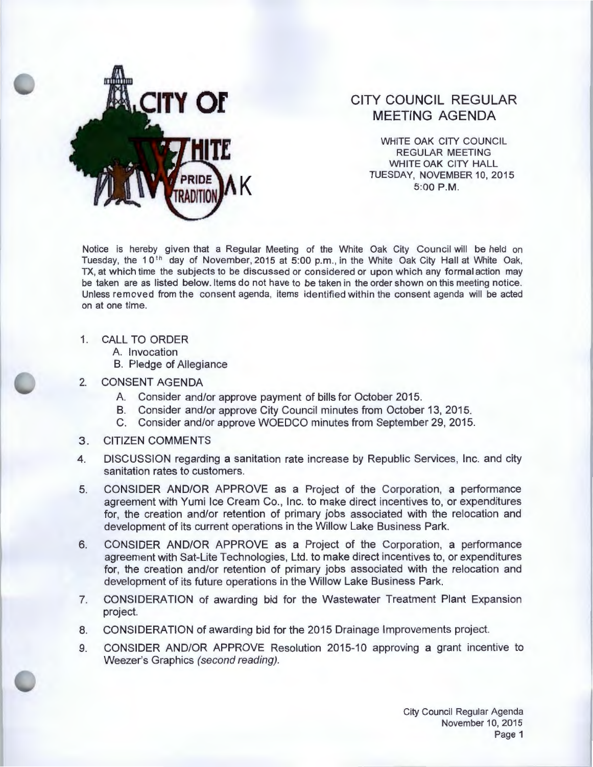# CITY COUNCIL REGULAR MEETING AGENDA

WHITE OAK CITY COUNCIL
REGULAR MEETING
WHITE OAK CITY HALL
TUESDAY, NOVEMBER 10, 2015
5:00 P.M.

Notice is hereby given that a Regular Meeting of the White Oak City Council will be held on Tuesday, the 10th day of November, 2015 at 5:00 p.m., in the White Oak City Hall at White Oak, TX, at which time the subjects to be discussed or considered or upon which any formal action may be taken are as listed below. Items do not have to be taken in the order shown on this meeting notice. Unless removed from the consent agenda, items identified within the consent agenda will be acted on at one time.

1. CALL TO ORDER
   - A. Invocation
   - B. Pledge of Allegiance
2. CONSENT AGENDA
   - A. Consider and/or approve payment of bills for October 2015.
   - B. Consider and/or approve City Council minutes from October 13, 2015.
   - C. Consider and/or approve WOEDCO minutes from September 29, 2015.
3. CITIZEN COMMENTS
4. DISCUSSION regarding a sanitation rate increase by Republic Services, Inc. and city sanitation rates to customers.
5. CONSIDER AND/OR APPROVE as a Project of the Corporation, a performance agreement with Yumi Ice Cream Co., Inc. to make direct incentives to, or expenditures for, the creation and/or retention of primary jobs associated with the relocation and development of its current operations in the Willow Lake Business Park.
6. CONSIDER AND/OR APPROVE as a Project of the Corporation, a performance agreement with Sat-Lite Technologies, Ltd. to make direct incentives to, or expenditures for, the creation and/or retention of primary jobs associated with the relocation and development of its future operations in the Willow Lake Business Park.
7. CONSIDERATION of awarding bid for the Wastewater Treatment Plant Expansion project.
8. CONSIDERATION of awarding bid for the 2015 Drainage Improvements project.
9. CONSIDER AND/OR APPROVE Resolution 2015-10 approving a grant incentive to Weezer's Graphics *(second reading)*.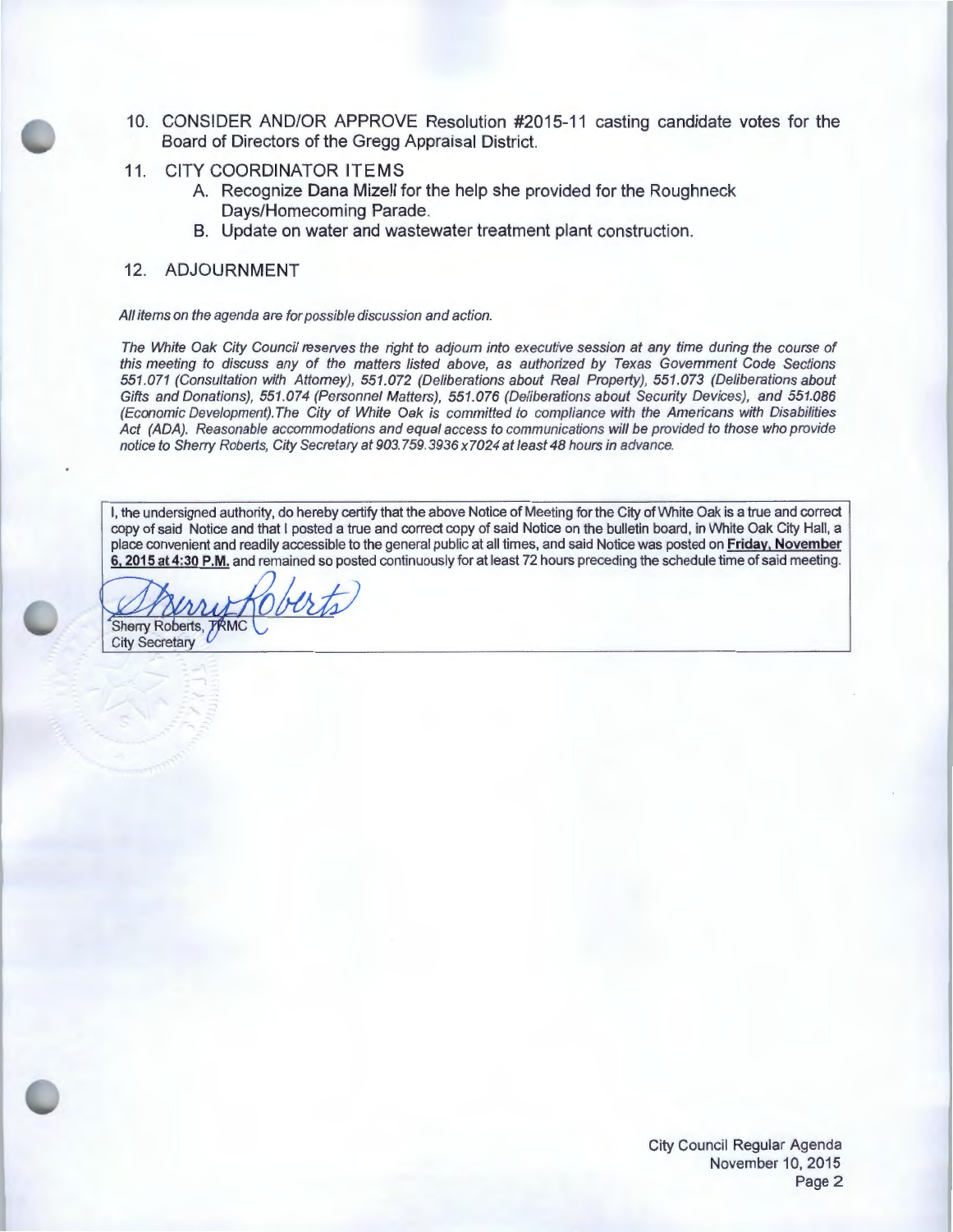10. CONSIDER AND/OR APPROVE Resolution #2015-11 casting candidate votes for the Board of Directors of the Gregg Appraisal District.

11. CITY COORDINATOR ITEMS
    A. Recognize Dana Mizell for the help she provided for the Roughneck Days/Homecoming Parade.
    B. Update on water and wastewater treatment plant construction.

12. ADJOURNMENT

*All items on the agenda are for possible discussion and action.*

*The White Oak City Council reserves the right to adjourn into executive session at any time during the course of this meeting to discuss any of the matters listed above, as authorized by Texas Government Code Sections 551.071 (Consultation with Attorney), 551.072 (Deliberations about Real Property), 551.073 (Deliberations about Gifts and Donations), 551.074 (Personnel Matters), 551.076 (Deliberations about Security Devices), and 551.086 (Economic Development).The City of White Oak is committed to compliance with the Americans with Disabilities Act (ADA). Reasonable accommodations and equal access to communications will be provided to those who provide notice to Sherry Roberts, City Secretary at 903.759.3936 x7024 at least 48 hours in advance.*

I, the undersigned authority, do hereby certify that the above Notice of Meeting for the City of White Oak is a true and correct copy of said Notice and that I posted a true and correct copy of said Notice on the bulletin board, in White Oak City Hall, a place convenient and readily accessible to the general public at all times, and said Notice was posted on **Friday, November 6, 2015 at 4:30 P.M.** and remained so posted continuously for at least 72 hours preceding the schedule time of said meeting.

Sherry Roberts

Sherry Roberts, TRMC
City Secretary

City Council Regular Agenda
November 10, 2015